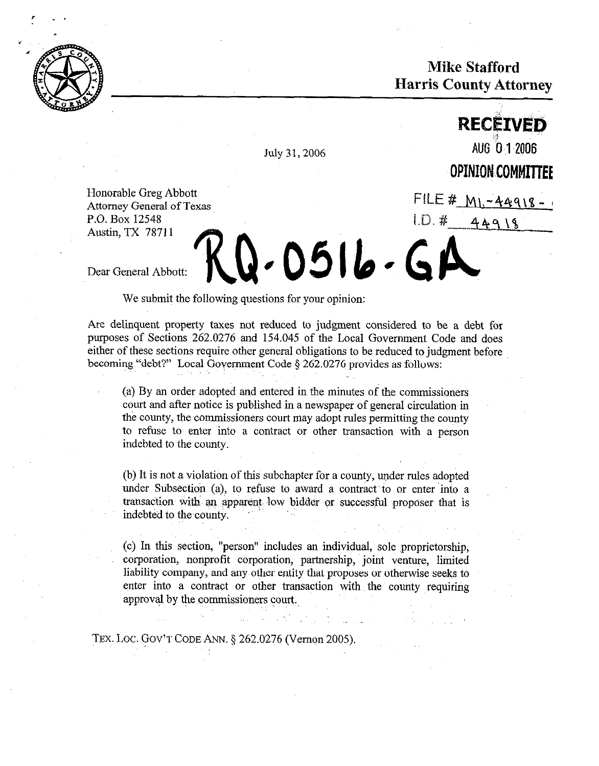**Mike Stafford**
**Harris County Attorney**

**RECEIVED**
AUG 01 2006
**OPINION COMMITTEE**

FILE # ML-44918-
I.D. # 44918

July 31, 2006

Honorable Greg Abbott
Attorney General of Texas
P.O. Box 12548
Austin, TX 78711

RQ-0516-GA

Dear General Abbott:

We submit the following questions for your opinion:

Are delinquent property taxes not reduced to judgment considered to be a debt for purposes of Sections 262.0276 and 154.045 of the Local Government Code and does either of these sections require other general obligations to be reduced to judgment before becoming "debt?" Local Government Code § 262.0276 provides as follows:

> (a) By an order adopted and entered in the minutes of the commissioners court and after notice is published in a newspaper of general circulation in the county, the commissioners court may adopt rules permitting the county to refuse to enter into a contract or other transaction with a person indebted to the county.
>
> (b) It is not a violation of this subchapter for a county, under rules adopted under Subsection (a), to refuse to award a contract to or enter into a transaction with an apparent low bidder or successful proposer that is indebted to the county.
>
> (c) In this section, "person" includes an individual, sole proprietorship, corporation, nonprofit corporation, partnership, joint venture, limited liability company, and any other entity that proposes or otherwise seeks to enter into a contract or other transaction with the county requiring approval by the commissioners court.

TEX. LOC. GOV'T CODE ANN. § 262.0276 (Vernon 2005).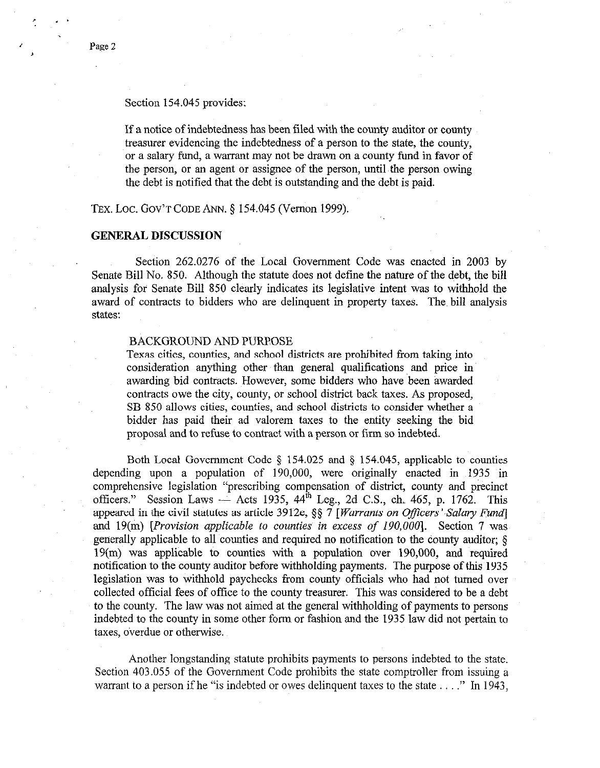Section 154.045 provides:

> If a notice of indebtedness has been filed with the county auditor or county treasurer evidencing the indebtedness of a person to the state, the county, or a salary fund, a warrant may not be drawn on a county fund in favor of the person, or an agent or assignee of the person, until the person owing the debt is notified that the debt is outstanding and the debt is paid.

TEX. LOC. GOV'T CODE ANN. § 154.045 (Vernon 1999).

## GENERAL DISCUSSION

Section 262.0276 of the Local Government Code was enacted in 2003 by Senate Bill No. 850. Although the statute does not define the nature of the debt, the bill analysis for Senate Bill 850 clearly indicates its legislative intent was to withhold the award of contracts to bidders who are delinquent in property taxes. The bill analysis states:

> BACKGROUND AND PURPOSE
>
> Texas cities, counties, and school districts are prohibited from taking into consideration anything other than general qualifications and price in awarding bid contracts. However, some bidders who have been awarded contracts owe the city, county, or school district back taxes. As proposed, SB 850 allows cities, counties, and school districts to consider whether a bidder has paid their ad valorem taxes to the entity seeking the bid proposal and to refuse to contract with a person or firm so indebted.

Both Local Government Code § 154.025 and § 154.045, applicable to counties depending upon a population of 190,000, were originally enacted in 1935 in comprehensive legislation "prescribing compensation of district, county and precinct officers." Session Laws — Acts 1935, 44th Leg., 2d C.S., ch. 465, p. 1762. This appeared in the civil statutes as article 3912e, §§ 7 [*Warrants on Officers' Salary Fund*] and 19(m) [*Provision applicable to counties in excess of 190,000*]. Section 7 was generally applicable to all counties and required no notification to the county auditor; § 19(m) was applicable to counties with a population over 190,000, and required notification to the county auditor before withholding payments. The purpose of this 1935 legislation was to withhold paychecks from county officials who had not turned over collected official fees of office to the county treasurer. This was considered to be a debt to the county. The law was not aimed at the general withholding of payments to persons indebted to the county in some other form or fashion and the 1935 law did not pertain to taxes, overdue or otherwise.

Another longstanding statute prohibits payments to persons indebted to the state. Section 403.055 of the Government Code prohibits the state comptroller from issuing a warrant to a person if he "is indebted or owes delinquent taxes to the state . . . ." In 1943,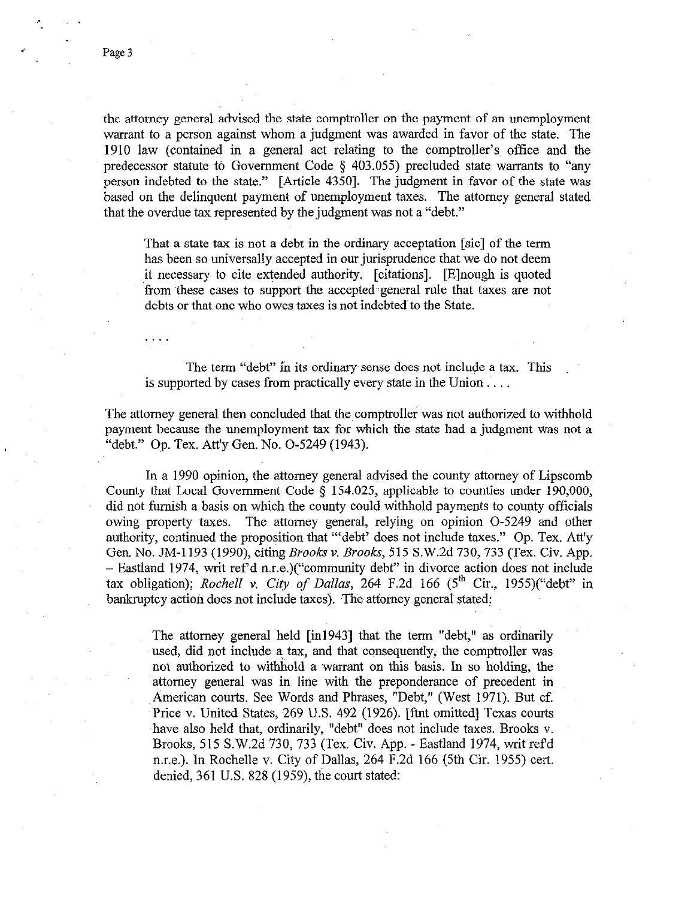the attorney general advised the state comptroller on the payment of an unemployment warrant to a person against whom a judgment was awarded in favor of the state. The 1910 law (contained in a general act relating to the comptroller's office and the predecessor statute to Government Code § 403.055) precluded state warrants to "any person indebted to the state." [Article 4350]. The judgment in favor of the state was based on the delinquent payment of unemployment taxes. The attorney general stated that the overdue tax represented by the judgment was not a "debt."

> That a state tax is not a debt in the ordinary acceptation [sic] of the term has been so universally accepted in our jurisprudence that we do not deem it necessary to cite extended authority. [citations]. [E]nough is quoted from these cases to support the accepted general rule that taxes are not debts or that one who owes taxes is not indebted to the State.
>
> . . . .
>
> The term "debt" in its ordinary sense does not include a tax. This is supported by cases from practically every state in the Union . . . .

The attorney general then concluded that the comptroller was not authorized to withhold payment because the unemployment tax for which the state had a judgment was not a "debt." Op. Tex. Att'y Gen. No. O-5249 (1943).

In a 1990 opinion, the attorney general advised the county attorney of Lipscomb County that Local Government Code § 154.025, applicable to counties under 190,000, did not furnish a basis on which the county could withhold payments to county officials owing property taxes. The attorney general, relying on opinion O-5249 and other authority, continued the proposition that "'debt' does not include taxes." Op. Tex. Att'y Gen. No. JM-1193 (1990), citing *Brooks v. Brooks*, 515 S.W.2d 730, 733 (Tex. Civ. App. – Eastland 1974, writ ref'd n.r.e.)("community debt" in divorce action does not include tax obligation); *Rochell v. City of Dallas*, 264 F.2d 166 (5th Cir., 1955)("debt" in bankruptcy action does not include taxes). The attorney general stated:

> The attorney general held [in1943] that the term "debt," as ordinarily used, did not include a tax, and that consequently, the comptroller was not authorized to withhold a warrant on this basis. In so holding, the attorney general was in line with the preponderance of precedent in American courts. See Words and Phrases, "Debt," (West 1971). But cf. Price v. United States, 269 U.S. 492 (1926). [ftnt omitted] Texas courts have also held that, ordinarily, "debt" does not include taxes. Brooks v. Brooks, 515 S.W.2d 730, 733 (Tex. Civ. App. - Eastland 1974, writ ref'd n.r.e.). In Rochelle v. City of Dallas, 264 F.2d 166 (5th Cir. 1955) cert. denied, 361 U.S. 828 (1959), the court stated: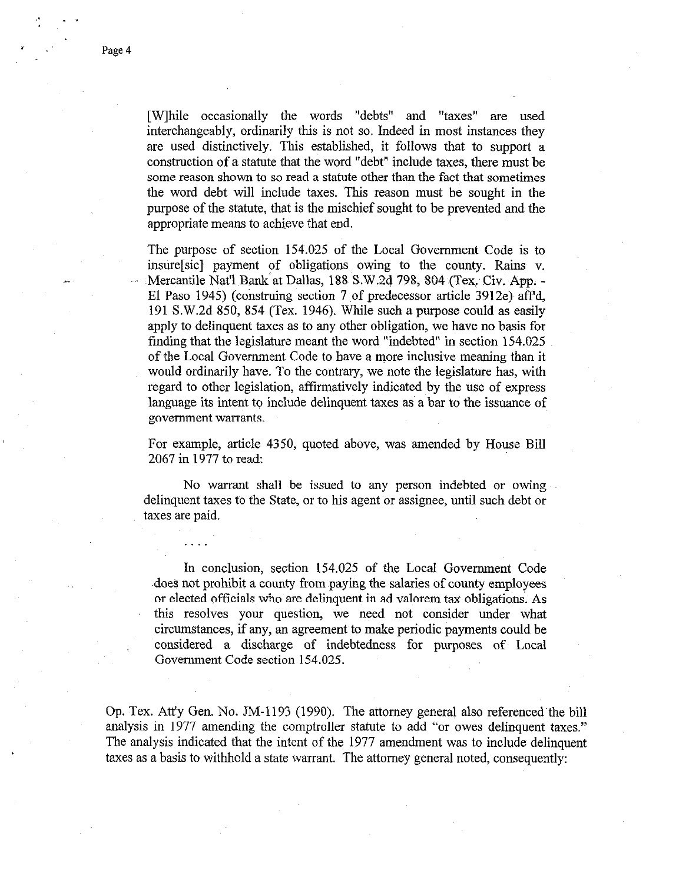> [W]hile occasionally the words "debts" and "taxes" are used interchangeably, ordinarily this is not so. Indeed in most instances they are used distinctively. This established, it follows that to support a construction of a statute that the word "debt" include taxes, there must be some reason shown to so read a statute other than the fact that sometimes the word debt will include taxes. This reason must be sought in the purpose of the statute, that is the mischief sought to be prevented and the appropriate means to achieve that end.
>
> The purpose of section 154.025 of the Local Government Code is to insure[sic] payment of obligations owing to the county. Rains v. Mercantile Nat'l Bank at Dallas, 188 S.W.2d 798, 804 (Tex. Civ. App. - El Paso 1945) (construing section 7 of predecessor article 3912e) aff'd, 191 S.W.2d 850, 854 (Tex. 1946). While such a purpose could as easily apply to delinquent taxes as to any other obligation, we have no basis for finding that the legislature meant the word "indebted" in section 154.025 of the Local Government Code to have a more inclusive meaning than it would ordinarily have. To the contrary, we note the legislature has, with regard to other legislation, affirmatively indicated by the use of express language its intent to include delinquent taxes as a bar to the issuance of government warrants.
>
> For example, article 4350, quoted above, was amended by House Bill 2067 in 1977 to read:
>
> > No warrant shall be issued to any person indebted or owing delinquent taxes to the State, or to his agent or assignee, until such debt or taxes are paid.
>
> . . . .
>
> In conclusion, section 154.025 of the Local Government Code does not prohibit a county from paying the salaries of county employees or elected officials who are delinquent in ad valorem tax obligations. As this resolves your question, we need not consider under what circumstances, if any, an agreement to make periodic payments could be considered a discharge of indebtedness for purposes of Local Government Code section 154.025.

Op. Tex. Att'y Gen. No. JM-1193 (1990). The attorney general also referenced the bill analysis in 1977 amending the comptroller statute to add "or owes delinquent taxes." The analysis indicated that the intent of the 1977 amendment was to include delinquent taxes as a basis to withhold a state warrant. The attorney general noted, consequently: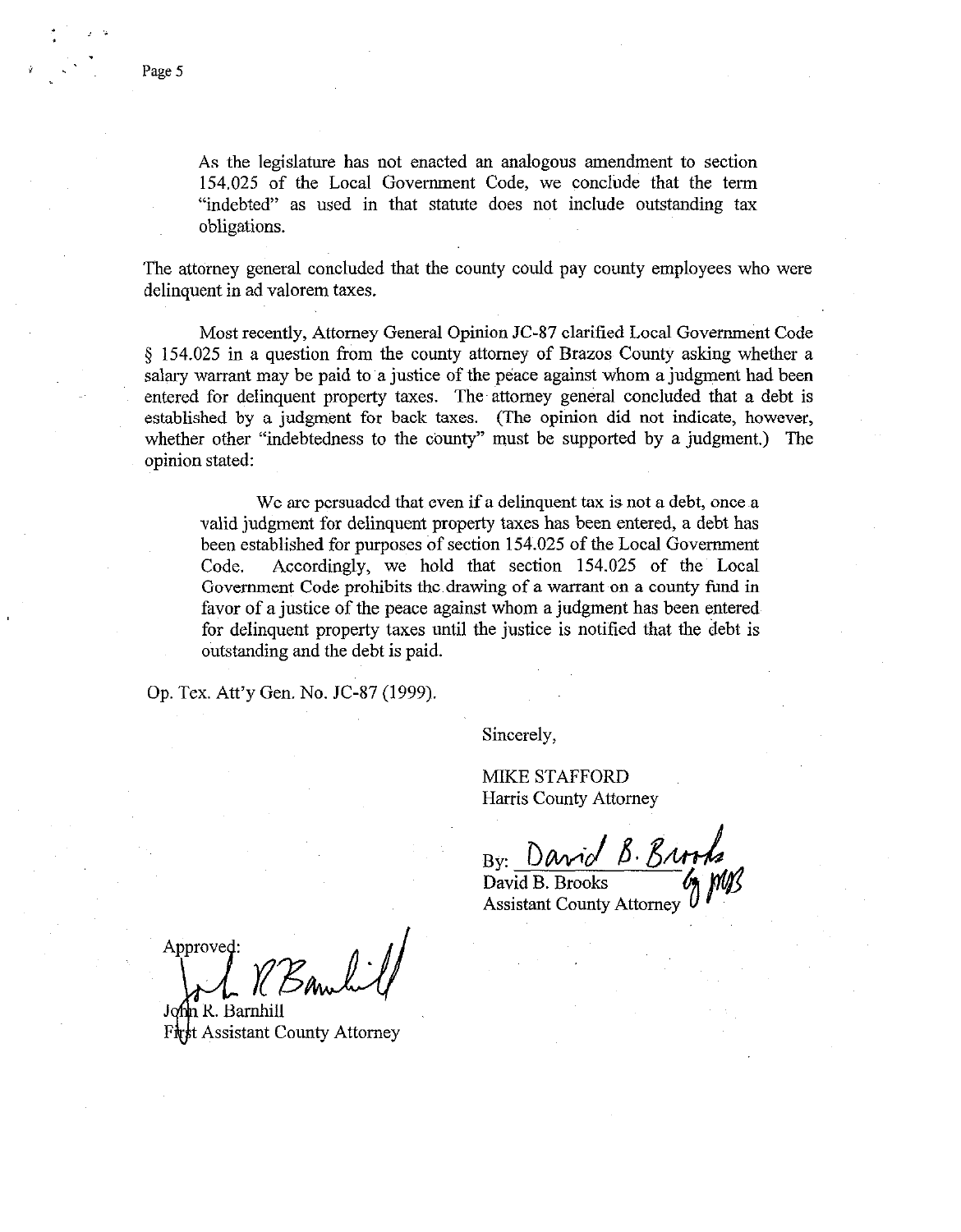> As the legislature has not enacted an analogous amendment to section 154.025 of the Local Government Code, we conclude that the term "indebted" as used in that statute does not include outstanding tax obligations.

The attorney general concluded that the county could pay county employees who were delinquent in ad valorem taxes.

Most recently, Attorney General Opinion JC-87 clarified Local Government Code § 154.025 in a question from the county attorney of Brazos County asking whether a salary warrant may be paid to a justice of the peace against whom a judgment had been entered for delinquent property taxes. The attorney general concluded that a debt is established by a judgment for back taxes. (The opinion did not indicate, however, whether other "indebtedness to the county" must be supported by a judgment.) The opinion stated:

> We are persuaded that even if a delinquent tax is not a debt, once a valid judgment for delinquent property taxes has been entered, a debt has been established for purposes of section 154.025 of the Local Government Code. Accordingly, we hold that section 154.025 of the Local Government Code prohibits the drawing of a warrant on a county fund in favor of a justice of the peace against whom a judgment has been entered for delinquent property taxes until the justice is notified that the debt is outstanding and the debt is paid.

Op. Tex. Att'y Gen. No. JC-87 (1999).

Sincerely,

MIKE STAFFORD
Harris County Attorney

By: David B. Brooks by MB
David B. Brooks
Assistant County Attorney

Approved:
John R. Barnhill
John R. Barnhill
First Assistant County Attorney